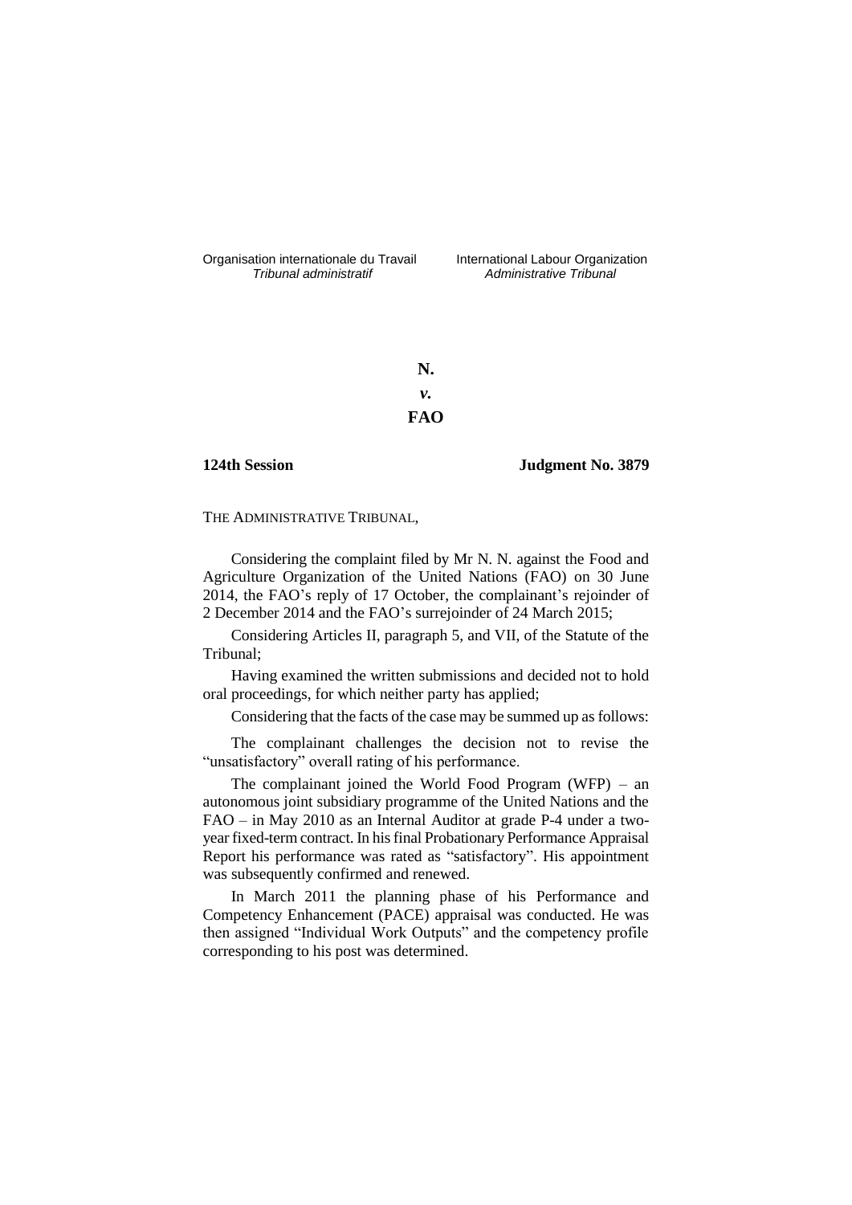Organisation internationale du Travail
*Tribunal administratif*

International Labour Organization
*Administrative Tribunal*

**N.**

***v.***

**FAO**

**124th Session** **Judgment No. 3879**

THE ADMINISTRATIVE TRIBUNAL,

Considering the complaint filed by Mr N. N. against the Food and Agriculture Organization of the United Nations (FAO) on 30 June 2014, the FAO's reply of 17 October, the complainant's rejoinder of 2 December 2014 and the FAO's surrejoinder of 24 March 2015;

Considering Articles II, paragraph 5, and VII, of the Statute of the Tribunal;

Having examined the written submissions and decided not to hold oral proceedings, for which neither party has applied;

Considering that the facts of the case may be summed up as follows:

The complainant challenges the decision not to revise the "unsatisfactory" overall rating of his performance.

The complainant joined the World Food Program (WFP) – an autonomous joint subsidiary programme of the United Nations and the FAO – in May 2010 as an Internal Auditor at grade P-4 under a two-year fixed-term contract. In his final Probationary Performance Appraisal Report his performance was rated as "satisfactory". His appointment was subsequently confirmed and renewed.

In March 2011 the planning phase of his Performance and Competency Enhancement (PACE) appraisal was conducted. He was then assigned "Individual Work Outputs" and the competency profile corresponding to his post was determined.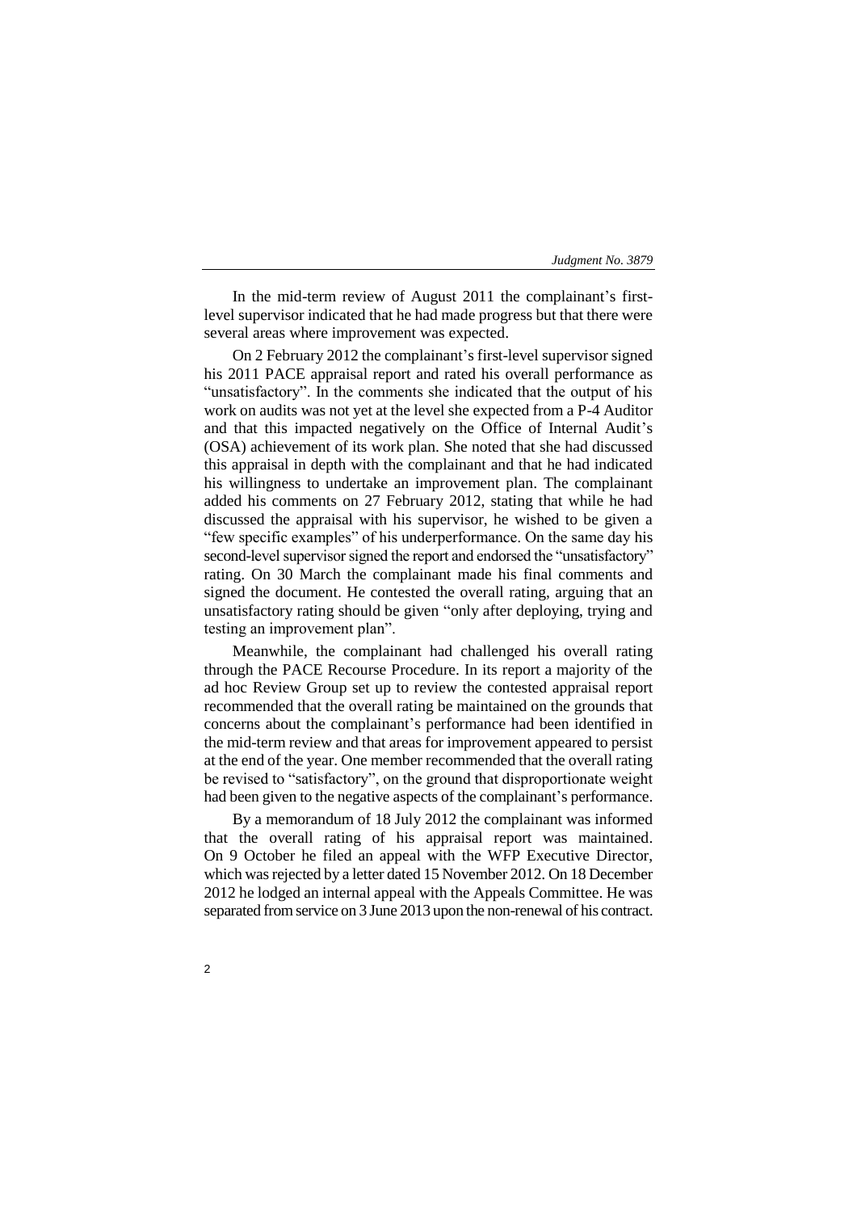In the mid-term review of August 2011 the complainant's first-level supervisor indicated that he had made progress but that there were several areas where improvement was expected.

On 2 February 2012 the complainant's first-level supervisor signed his 2011 PACE appraisal report and rated his overall performance as "unsatisfactory". In the comments she indicated that the output of his work on audits was not yet at the level she expected from a P-4 Auditor and that this impacted negatively on the Office of Internal Audit's (OSA) achievement of its work plan. She noted that she had discussed this appraisal in depth with the complainant and that he had indicated his willingness to undertake an improvement plan. The complainant added his comments on 27 February 2012, stating that while he had discussed the appraisal with his supervisor, he wished to be given a "few specific examples" of his underperformance. On the same day his second-level supervisor signed the report and endorsed the "unsatisfactory" rating. On 30 March the complainant made his final comments and signed the document. He contested the overall rating, arguing that an unsatisfactory rating should be given "only after deploying, trying and testing an improvement plan".

Meanwhile, the complainant had challenged his overall rating through the PACE Recourse Procedure. In its report a majority of the ad hoc Review Group set up to review the contested appraisal report recommended that the overall rating be maintained on the grounds that concerns about the complainant's performance had been identified in the mid-term review and that areas for improvement appeared to persist at the end of the year. One member recommended that the overall rating be revised to "satisfactory", on the ground that disproportionate weight had been given to the negative aspects of the complainant's performance.

By a memorandum of 18 July 2012 the complainant was informed that the overall rating of his appraisal report was maintained. On 9 October he filed an appeal with the WFP Executive Director, which was rejected by a letter dated 15 November 2012. On 18 December 2012 he lodged an internal appeal with the Appeals Committee. He was separated from service on 3 June 2013 upon the non-renewal of his contract.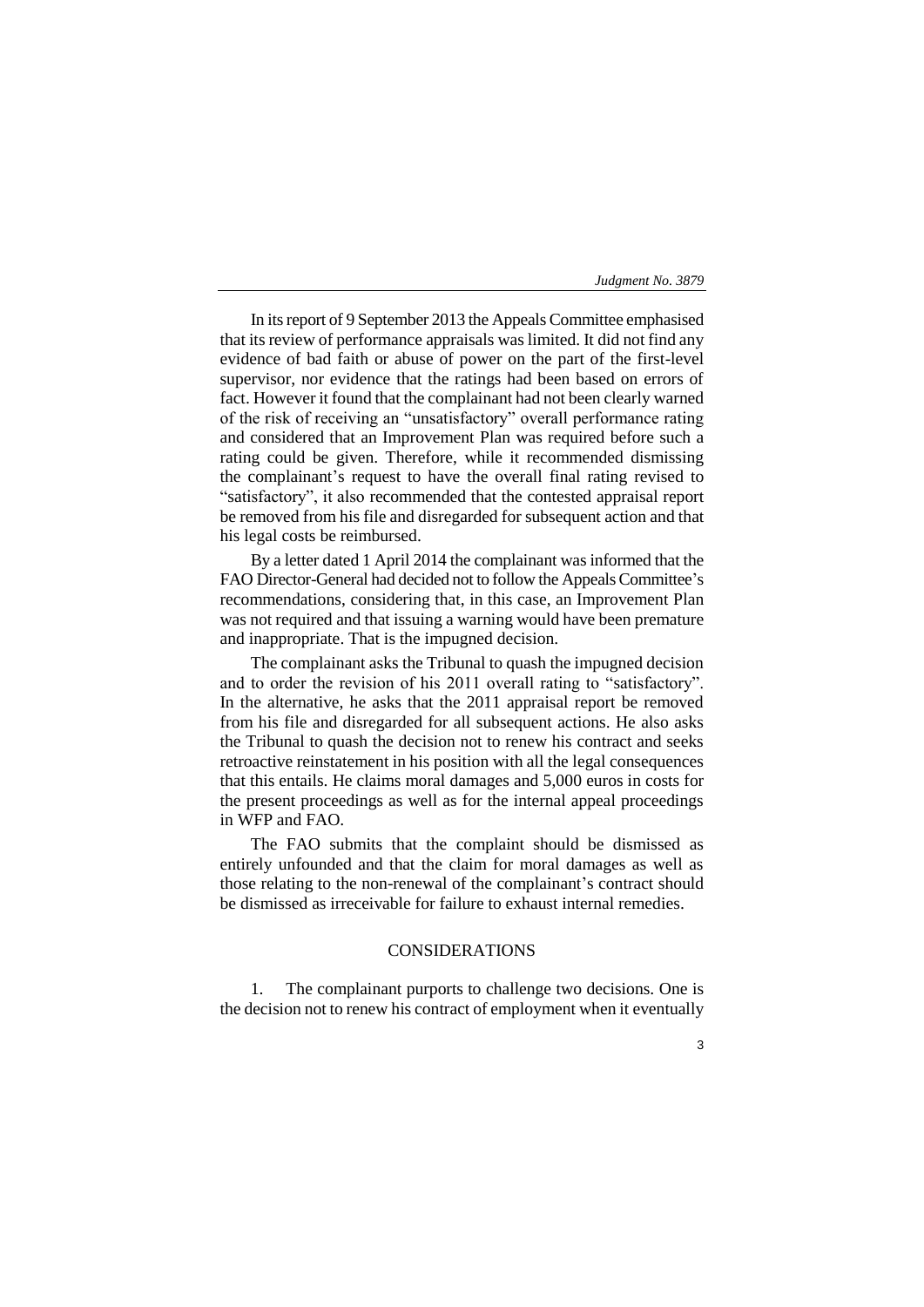In its report of 9 September 2013 the Appeals Committee emphasised that its review of performance appraisals was limited. It did not find any evidence of bad faith or abuse of power on the part of the first-level supervisor, nor evidence that the ratings had been based on errors of fact. However it found that the complainant had not been clearly warned of the risk of receiving an "unsatisfactory" overall performance rating and considered that an Improvement Plan was required before such a rating could be given. Therefore, while it recommended dismissing the complainant's request to have the overall final rating revised to "satisfactory", it also recommended that the contested appraisal report be removed from his file and disregarded for subsequent action and that his legal costs be reimbursed.

By a letter dated 1 April 2014 the complainant was informed that the FAO Director-General had decided not to follow the Appeals Committee's recommendations, considering that, in this case, an Improvement Plan was not required and that issuing a warning would have been premature and inappropriate. That is the impugned decision.

The complainant asks the Tribunal to quash the impugned decision and to order the revision of his 2011 overall rating to "satisfactory". In the alternative, he asks that the 2011 appraisal report be removed from his file and disregarded for all subsequent actions. He also asks the Tribunal to quash the decision not to renew his contract and seeks retroactive reinstatement in his position with all the legal consequences that this entails. He claims moral damages and 5,000 euros in costs for the present proceedings as well as for the internal appeal proceedings in WFP and FAO.

The FAO submits that the complaint should be dismissed as entirely unfounded and that the claim for moral damages as well as those relating to the non-renewal of the complainant's contract should be dismissed as irreceivable for failure to exhaust internal remedies.

## CONSIDERATIONS

1. The complainant purports to challenge two decisions. One is the decision not to renew his contract of employment when it eventually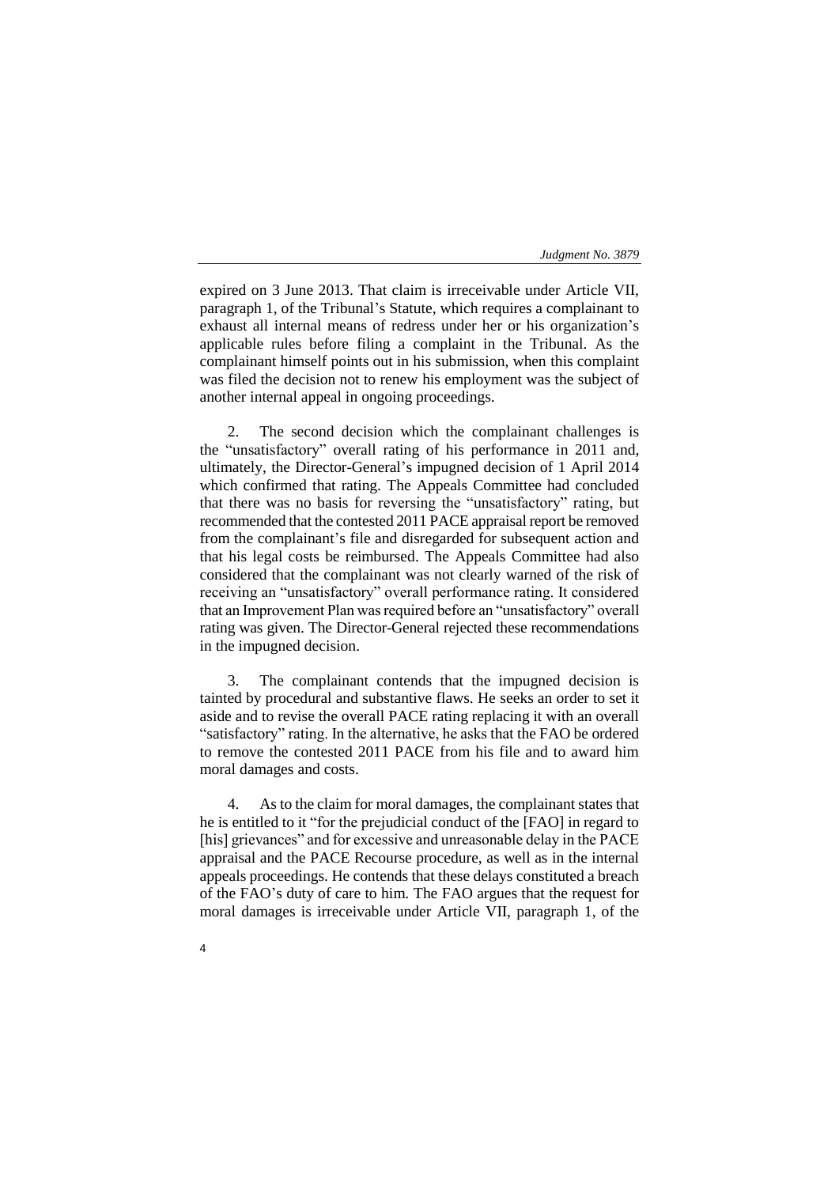expired on 3 June 2013. That claim is irreceivable under Article VII, paragraph 1, of the Tribunal's Statute, which requires a complainant to exhaust all internal means of redress under her or his organization's applicable rules before filing a complaint in the Tribunal. As the complainant himself points out in his submission, when this complaint was filed the decision not to renew his employment was the subject of another internal appeal in ongoing proceedings.

2. The second decision which the complainant challenges is the "unsatisfactory" overall rating of his performance in 2011 and, ultimately, the Director-General's impugned decision of 1 April 2014 which confirmed that rating. The Appeals Committee had concluded that there was no basis for reversing the "unsatisfactory" rating, but recommended that the contested 2011 PACE appraisal report be removed from the complainant's file and disregarded for subsequent action and that his legal costs be reimbursed. The Appeals Committee had also considered that the complainant was not clearly warned of the risk of receiving an "unsatisfactory" overall performance rating. It considered that an Improvement Plan was required before an "unsatisfactory" overall rating was given. The Director-General rejected these recommendations in the impugned decision.

3. The complainant contends that the impugned decision is tainted by procedural and substantive flaws. He seeks an order to set it aside and to revise the overall PACE rating replacing it with an overall "satisfactory" rating. In the alternative, he asks that the FAO be ordered to remove the contested 2011 PACE from his file and to award him moral damages and costs.

4. As to the claim for moral damages, the complainant states that he is entitled to it "for the prejudicial conduct of the [FAO] in regard to [his] grievances" and for excessive and unreasonable delay in the PACE appraisal and the PACE Recourse procedure, as well as in the internal appeals proceedings. He contends that these delays constituted a breach of the FAO's duty of care to him. The FAO argues that the request for moral damages is irreceivable under Article VII, paragraph 1, of the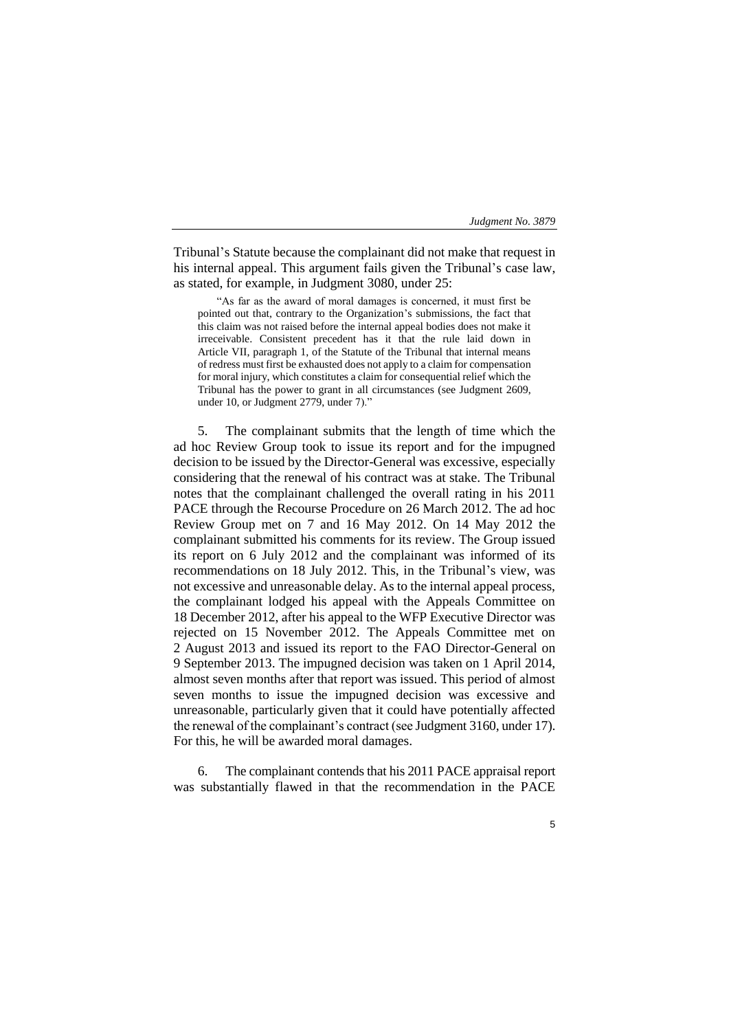Tribunal's Statute because the complainant did not make that request in his internal appeal. This argument fails given the Tribunal's case law, as stated, for example, in Judgment 3080, under 25:

> "As far as the award of moral damages is concerned, it must first be pointed out that, contrary to the Organization's submissions, the fact that this claim was not raised before the internal appeal bodies does not make it irreceivable. Consistent precedent has it that the rule laid down in Article VII, paragraph 1, of the Statute of the Tribunal that internal means of redress must first be exhausted does not apply to a claim for compensation for moral injury, which constitutes a claim for consequential relief which the Tribunal has the power to grant in all circumstances (see Judgment 2609, under 10, or Judgment 2779, under 7)."

5. The complainant submits that the length of time which the ad hoc Review Group took to issue its report and for the impugned decision to be issued by the Director-General was excessive, especially considering that the renewal of his contract was at stake. The Tribunal notes that the complainant challenged the overall rating in his 2011 PACE through the Recourse Procedure on 26 March 2012. The ad hoc Review Group met on 7 and 16 May 2012. On 14 May 2012 the complainant submitted his comments for its review. The Group issued its report on 6 July 2012 and the complainant was informed of its recommendations on 18 July 2012. This, in the Tribunal's view, was not excessive and unreasonable delay. As to the internal appeal process, the complainant lodged his appeal with the Appeals Committee on 18 December 2012, after his appeal to the WFP Executive Director was rejected on 15 November 2012. The Appeals Committee met on 2 August 2013 and issued its report to the FAO Director-General on 9 September 2013. The impugned decision was taken on 1 April 2014, almost seven months after that report was issued. This period of almost seven months to issue the impugned decision was excessive and unreasonable, particularly given that it could have potentially affected the renewal of the complainant's contract (see Judgment 3160, under 17). For this, he will be awarded moral damages.

6. The complainant contends that his 2011 PACE appraisal report was substantially flawed in that the recommendation in the PACE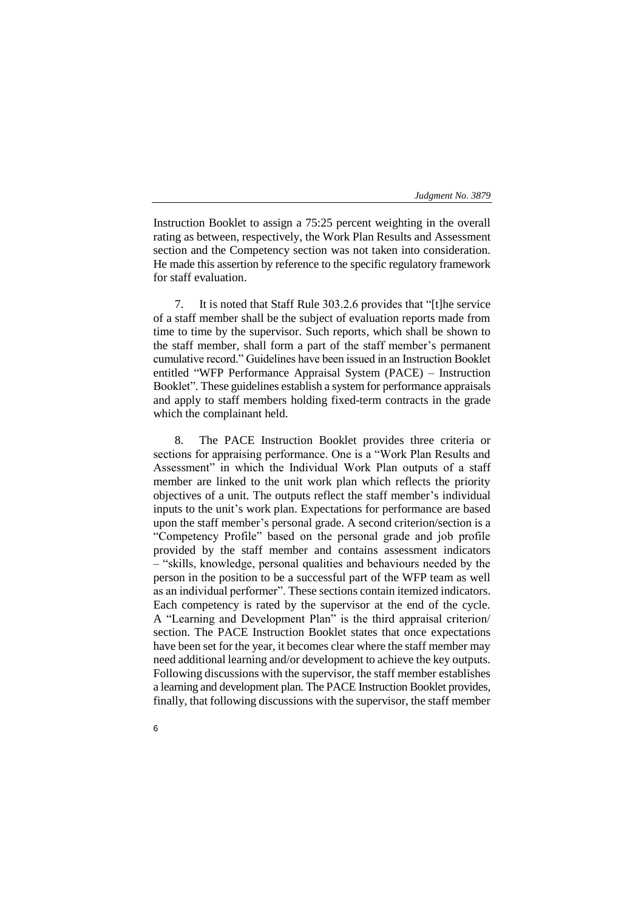Instruction Booklet to assign a 75:25 percent weighting in the overall rating as between, respectively, the Work Plan Results and Assessment section and the Competency section was not taken into consideration. He made this assertion by reference to the specific regulatory framework for staff evaluation.

7. It is noted that Staff Rule 303.2.6 provides that "[t]he service of a staff member shall be the subject of evaluation reports made from time to time by the supervisor. Such reports, which shall be shown to the staff member, shall form a part of the staff member's permanent cumulative record." Guidelines have been issued in an Instruction Booklet entitled "WFP Performance Appraisal System (PACE) – Instruction Booklet". These guidelines establish a system for performance appraisals and apply to staff members holding fixed-term contracts in the grade which the complainant held.

8. The PACE Instruction Booklet provides three criteria or sections for appraising performance. One is a "Work Plan Results and Assessment" in which the Individual Work Plan outputs of a staff member are linked to the unit work plan which reflects the priority objectives of a unit. The outputs reflect the staff member's individual inputs to the unit's work plan. Expectations for performance are based upon the staff member's personal grade. A second criterion/section is a "Competency Profile" based on the personal grade and job profile provided by the staff member and contains assessment indicators – "skills, knowledge, personal qualities and behaviours needed by the person in the position to be a successful part of the WFP team as well as an individual performer". These sections contain itemized indicators. Each competency is rated by the supervisor at the end of the cycle. A "Learning and Development Plan" is the third appraisal criterion/section. The PACE Instruction Booklet states that once expectations have been set for the year, it becomes clear where the staff member may need additional learning and/or development to achieve the key outputs. Following discussions with the supervisor, the staff member establishes a learning and development plan. The PACE Instruction Booklet provides, finally, that following discussions with the supervisor, the staff member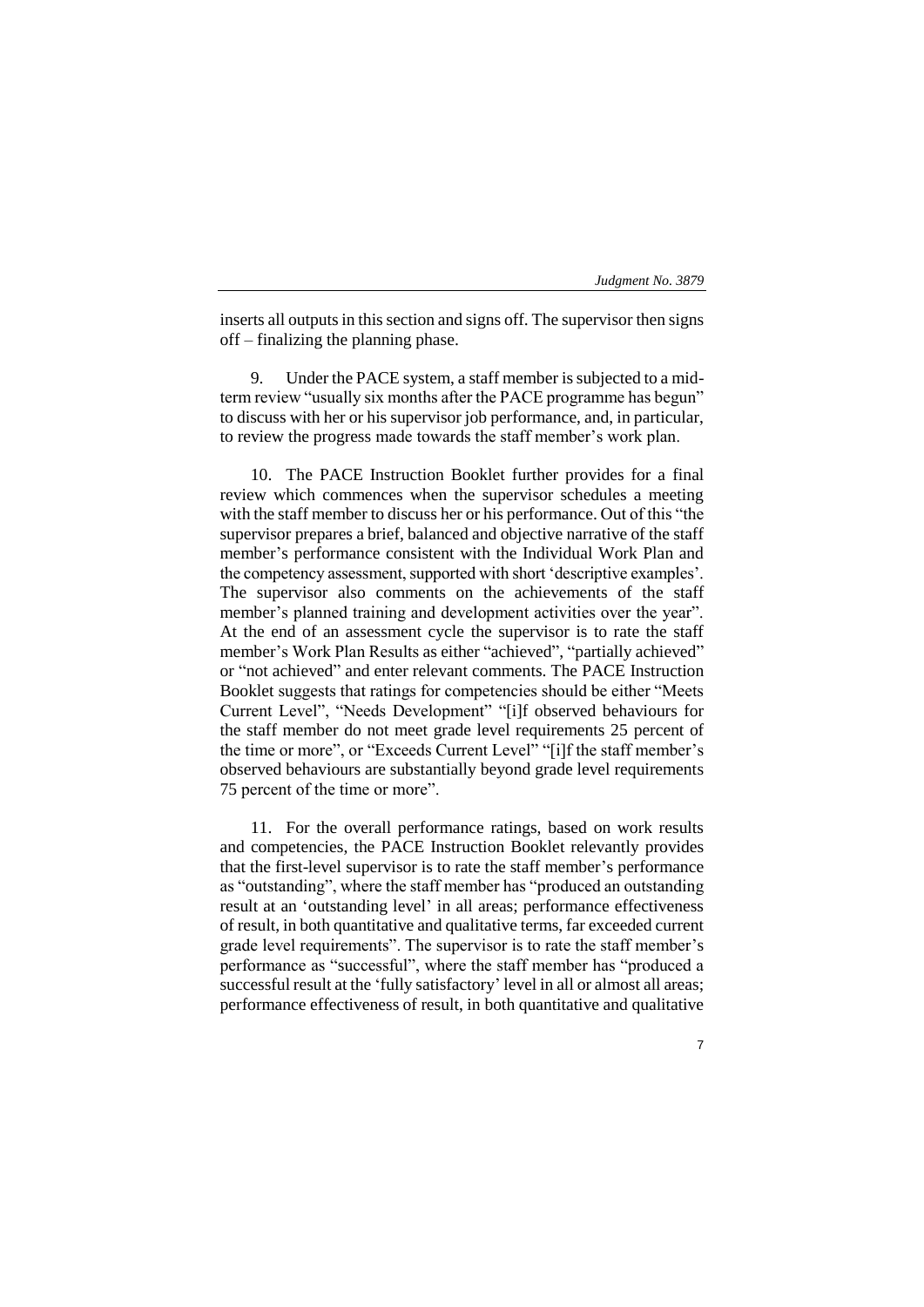inserts all outputs in this section and signs off. The supervisor then signs off – finalizing the planning phase.

9. Under the PACE system, a staff member is subjected to a mid-term review "usually six months after the PACE programme has begun" to discuss with her or his supervisor job performance, and, in particular, to review the progress made towards the staff member's work plan.

10. The PACE Instruction Booklet further provides for a final review which commences when the supervisor schedules a meeting with the staff member to discuss her or his performance. Out of this "the supervisor prepares a brief, balanced and objective narrative of the staff member's performance consistent with the Individual Work Plan and the competency assessment, supported with short 'descriptive examples'. The supervisor also comments on the achievements of the staff member's planned training and development activities over the year". At the end of an assessment cycle the supervisor is to rate the staff member's Work Plan Results as either "achieved", "partially achieved" or "not achieved" and enter relevant comments. The PACE Instruction Booklet suggests that ratings for competencies should be either "Meets Current Level", "Needs Development" "[i]f observed behaviours for the staff member do not meet grade level requirements 25 percent of the time or more", or "Exceeds Current Level" "[i]f the staff member's observed behaviours are substantially beyond grade level requirements 75 percent of the time or more".

11. For the overall performance ratings, based on work results and competencies, the PACE Instruction Booklet relevantly provides that the first-level supervisor is to rate the staff member's performance as "outstanding", where the staff member has "produced an outstanding result at an 'outstanding level' in all areas; performance effectiveness of result, in both quantitative and qualitative terms, far exceeded current grade level requirements". The supervisor is to rate the staff member's performance as "successful", where the staff member has "produced a successful result at the 'fully satisfactory' level in all or almost all areas; performance effectiveness of result, in both quantitative and qualitative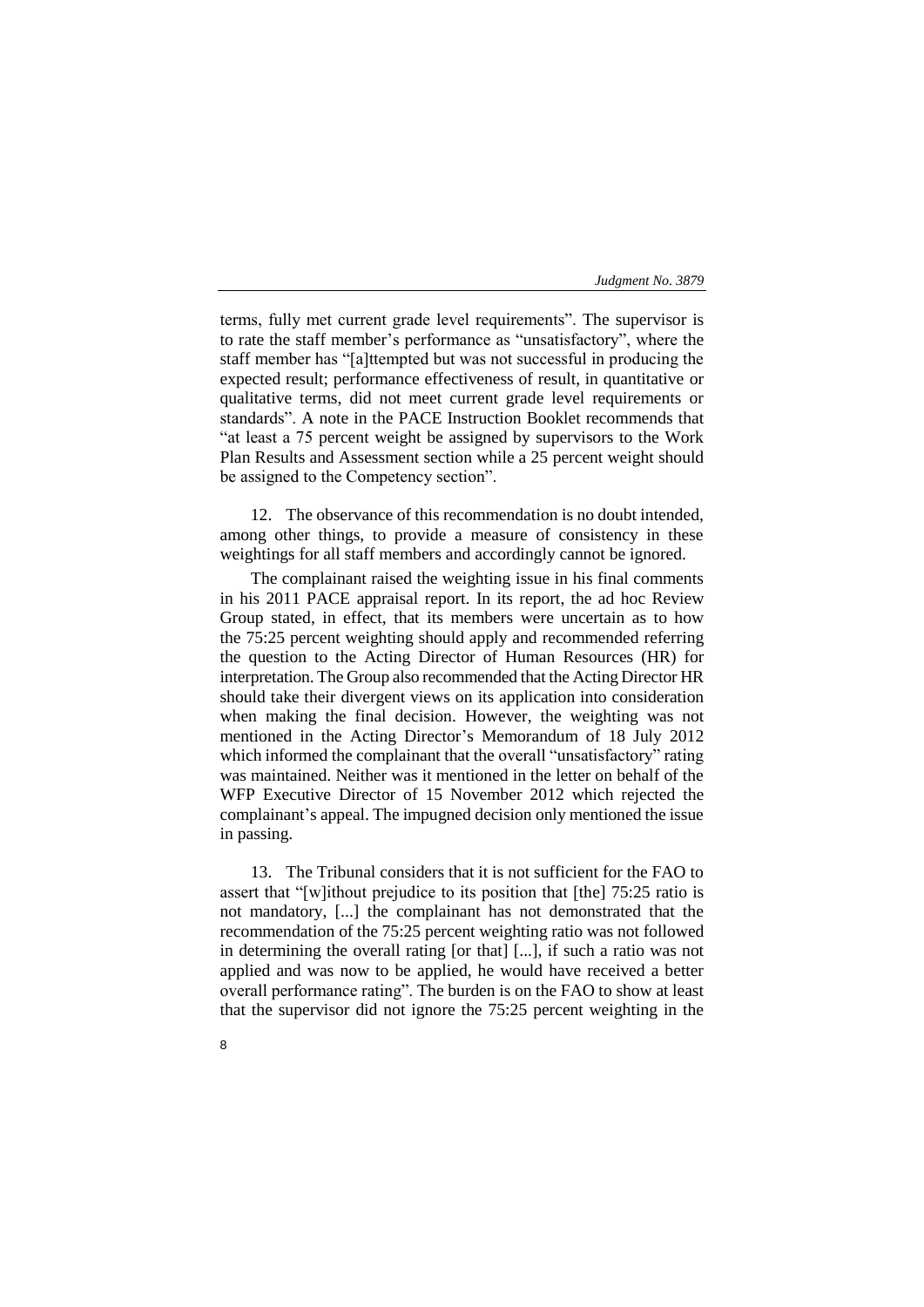terms, fully met current grade level requirements". The supervisor is to rate the staff member's performance as "unsatisfactory", where the staff member has "[a]ttempted but was not successful in producing the expected result; performance effectiveness of result, in quantitative or qualitative terms, did not meet current grade level requirements or standards". A note in the PACE Instruction Booklet recommends that "at least a 75 percent weight be assigned by supervisors to the Work Plan Results and Assessment section while a 25 percent weight should be assigned to the Competency section".

12. The observance of this recommendation is no doubt intended, among other things, to provide a measure of consistency in these weightings for all staff members and accordingly cannot be ignored.

The complainant raised the weighting issue in his final comments in his 2011 PACE appraisal report. In its report, the ad hoc Review Group stated, in effect, that its members were uncertain as to how the 75:25 percent weighting should apply and recommended referring the question to the Acting Director of Human Resources (HR) for interpretation. The Group also recommended that the Acting Director HR should take their divergent views on its application into consideration when making the final decision. However, the weighting was not mentioned in the Acting Director's Memorandum of 18 July 2012 which informed the complainant that the overall "unsatisfactory" rating was maintained. Neither was it mentioned in the letter on behalf of the WFP Executive Director of 15 November 2012 which rejected the complainant's appeal. The impugned decision only mentioned the issue in passing.

13. The Tribunal considers that it is not sufficient for the FAO to assert that "[w]ithout prejudice to its position that [the] 75:25 ratio is not mandatory, [...] the complainant has not demonstrated that the recommendation of the 75:25 percent weighting ratio was not followed in determining the overall rating [or that] [...], if such a ratio was not applied and was now to be applied, he would have received a better overall performance rating". The burden is on the FAO to show at least that the supervisor did not ignore the 75:25 percent weighting in the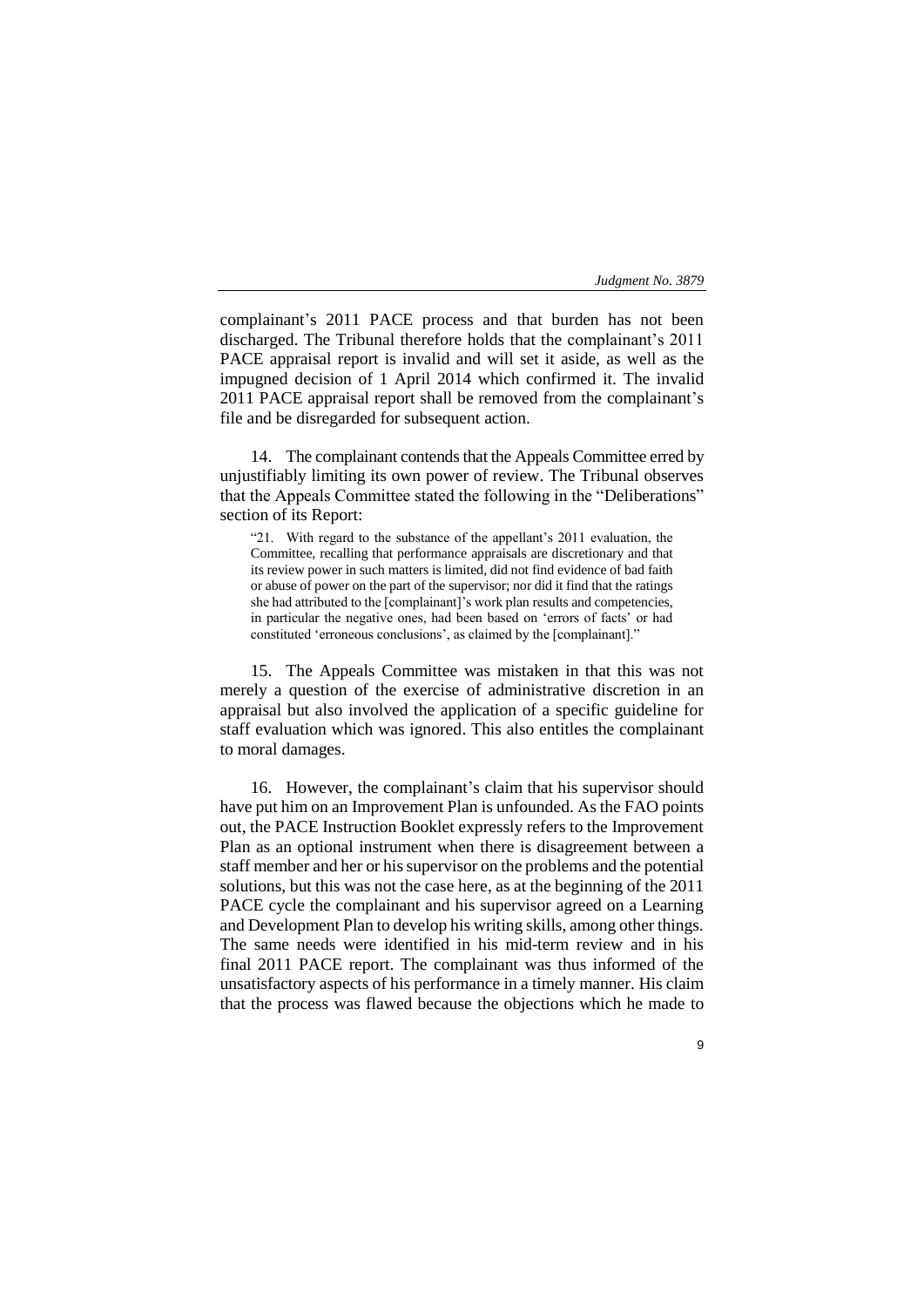complainant's 2011 PACE process and that burden has not been discharged. The Tribunal therefore holds that the complainant's 2011 PACE appraisal report is invalid and will set it aside, as well as the impugned decision of 1 April 2014 which confirmed it. The invalid 2011 PACE appraisal report shall be removed from the complainant's file and be disregarded for subsequent action.

14. The complainant contends that the Appeals Committee erred by unjustifiably limiting its own power of review. The Tribunal observes that the Appeals Committee stated the following in the "Deliberations" section of its Report:

> "21. With regard to the substance of the appellant's 2011 evaluation, the Committee, recalling that performance appraisals are discretionary and that its review power in such matters is limited, did not find evidence of bad faith or abuse of power on the part of the supervisor; nor did it find that the ratings she had attributed to the [complainant]'s work plan results and competencies, in particular the negative ones, had been based on 'errors of facts' or had constituted 'erroneous conclusions', as claimed by the [complainant]."

15. The Appeals Committee was mistaken in that this was not merely a question of the exercise of administrative discretion in an appraisal but also involved the application of a specific guideline for staff evaluation which was ignored. This also entitles the complainant to moral damages.

16. However, the complainant's claim that his supervisor should have put him on an Improvement Plan is unfounded. As the FAO points out, the PACE Instruction Booklet expressly refers to the Improvement Plan as an optional instrument when there is disagreement between a staff member and her or his supervisor on the problems and the potential solutions, but this was not the case here, as at the beginning of the 2011 PACE cycle the complainant and his supervisor agreed on a Learning and Development Plan to develop his writing skills, among other things. The same needs were identified in his mid-term review and in his final 2011 PACE report. The complainant was thus informed of the unsatisfactory aspects of his performance in a timely manner. His claim that the process was flawed because the objections which he made to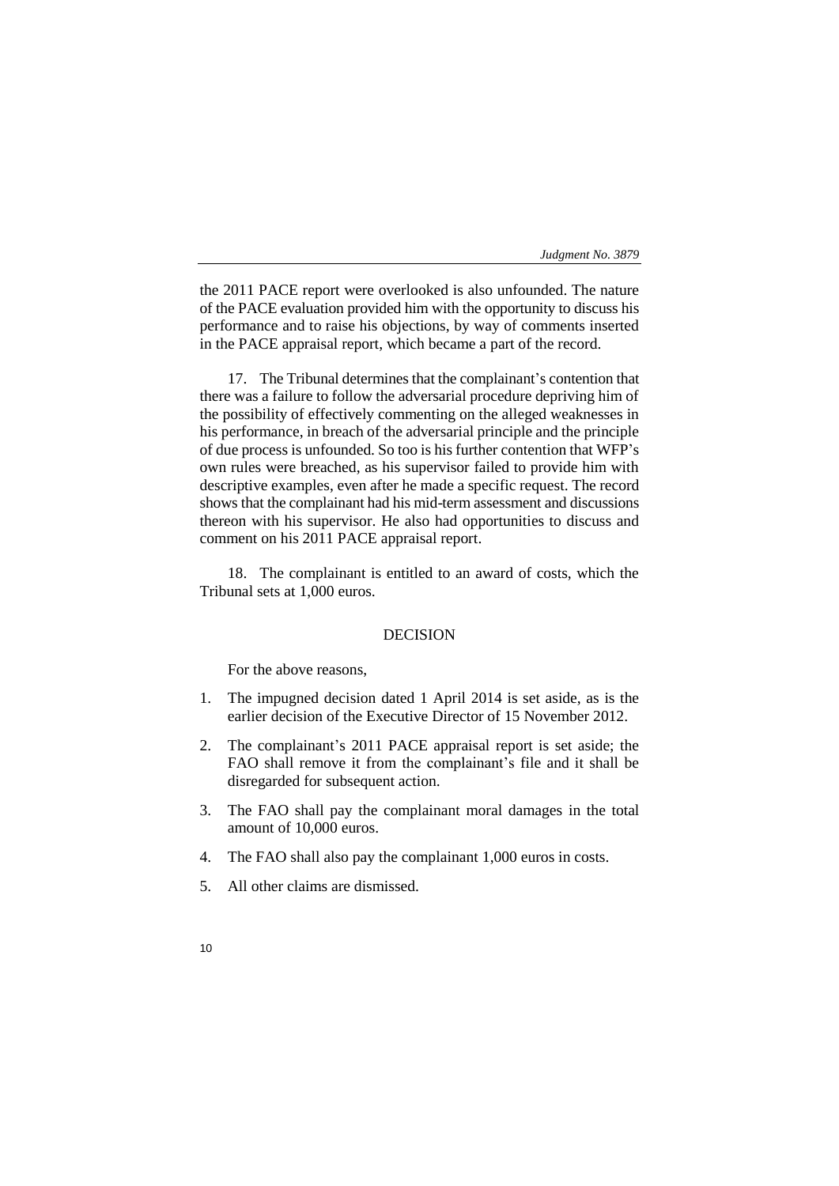the 2011 PACE report were overlooked is also unfounded. The nature of the PACE evaluation provided him with the opportunity to discuss his performance and to raise his objections, by way of comments inserted in the PACE appraisal report, which became a part of the record.

17. The Tribunal determines that the complainant's contention that there was a failure to follow the adversarial procedure depriving him of the possibility of effectively commenting on the alleged weaknesses in his performance, in breach of the adversarial principle and the principle of due process is unfounded. So too is his further contention that WFP's own rules were breached, as his supervisor failed to provide him with descriptive examples, even after he made a specific request. The record shows that the complainant had his mid-term assessment and discussions thereon with his supervisor. He also had opportunities to discuss and comment on his 2011 PACE appraisal report.

18. The complainant is entitled to an award of costs, which the Tribunal sets at 1,000 euros.

## DECISION

For the above reasons,

1. The impugned decision dated 1 April 2014 is set aside, as is the earlier decision of the Executive Director of 15 November 2012.
2. The complainant's 2011 PACE appraisal report is set aside; the FAO shall remove it from the complainant's file and it shall be disregarded for subsequent action.
3. The FAO shall pay the complainant moral damages in the total amount of 10,000 euros.
4. The FAO shall also pay the complainant 1,000 euros in costs.
5. All other claims are dismissed.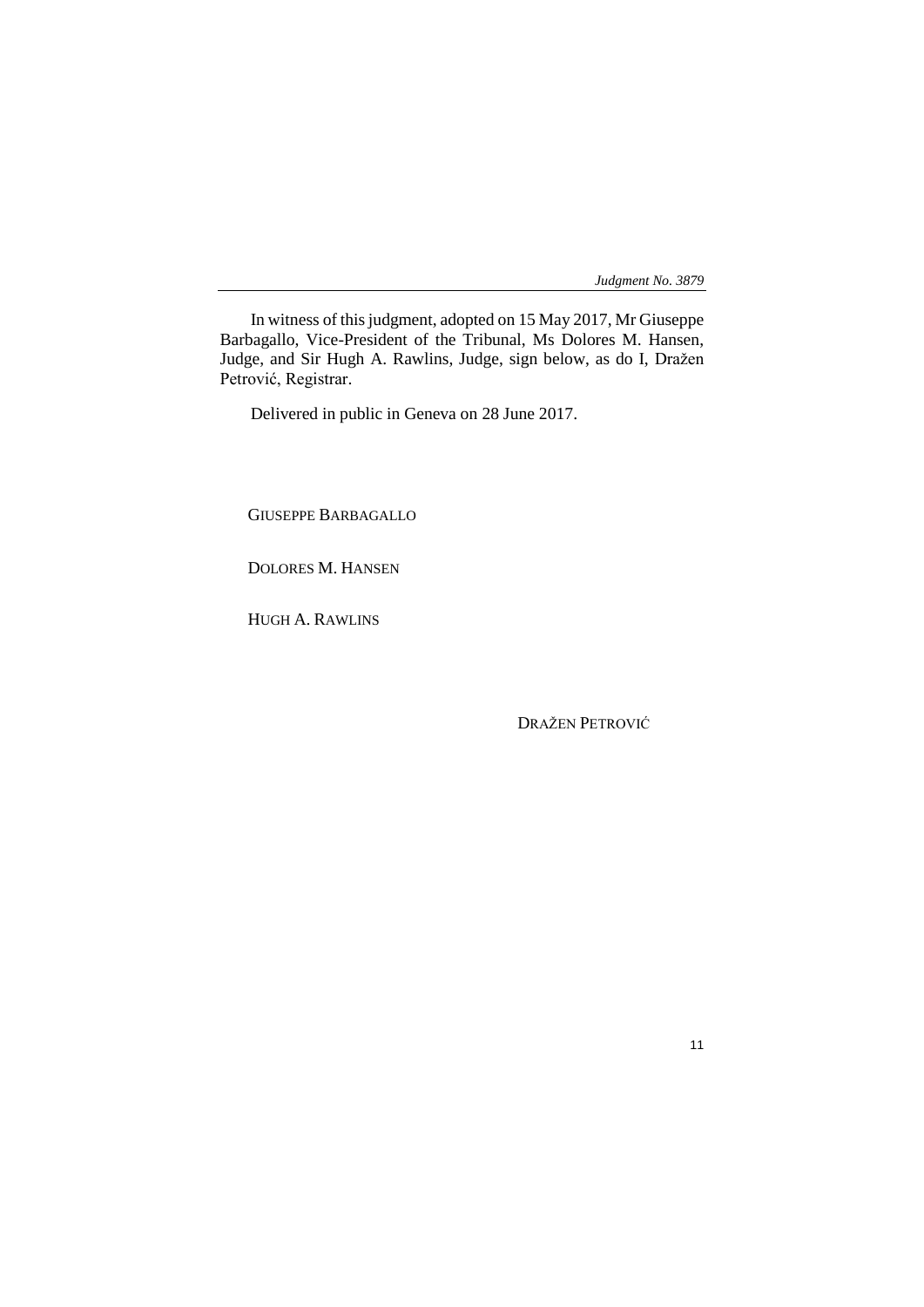In witness of this judgment, adopted on 15 May 2017, Mr Giuseppe Barbagallo, Vice-President of the Tribunal, Ms Dolores M. Hansen, Judge, and Sir Hugh A. Rawlins, Judge, sign below, as do I, Dražen Petrović, Registrar.

Delivered in public in Geneva on 28 June 2017.

GIUSEPPE BARBAGALLO

DOLORES M. HANSEN

HUGH A. RAWLINS

DRAŽEN PETROVIĆ